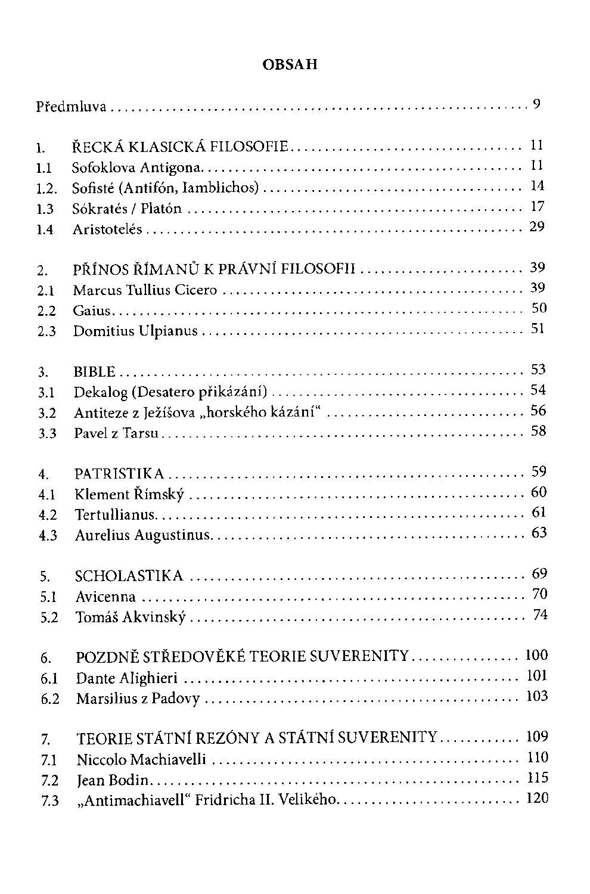# OBSAH

Předmluva ........................................................ 9

1. ŘECKÁ KLASICKÁ FILOSOFIE ........................................ 11
1.1 Sofoklova Antigona ............................................ 11
1.2. Sofisté (Antifón, Iamblichos) ................................ 14
1.3 Sókratés / Platón ............................................. 17
1.4 Aristotelés ................................................... 29

2. PŘÍNOS ŘÍMANŮ K PRÁVNÍ FILOSOFII ................................ 39
2.1 Marcus Tullius Cicero ......................................... 39
2.2 Gaius ......................................................... 50
2.3 Domitius Ulpianus ............................................. 51

3. BIBLE ........................................................... 53
3.1 Dekalog (Desatero přikázání) .................................. 54
3.2 Antiteze z Ježíšova „horského kázání" ......................... 56
3.3 Pavel z Tarsu ................................................. 58

4. PATRISTIKA ...................................................... 59
4.1 Klement Římský ................................................ 60
4.2 Tertullianus .................................................. 61
4.3 Aurelius Augustinus ........................................... 63

5. SCHOLASTIKA ..................................................... 69
5.1 Avicenna ...................................................... 70
5.2 Tomáš Akvinský ................................................ 74

6. POZDNĚ STŘEDOVĚKÉ TEORIE SUVERENITY ............................. 100
6.1 Dante Alighieri ............................................... 101
6.2 Marsilius z Padovy ............................................ 103

7. TEORIE STÁTNÍ REZÓNY A STÁTNÍ SUVERENITY ........................ 109
7.1 Niccolo Machiavelli ........................................... 110
7.2 Jean Bodin .................................................... 115
7.3 „Antimachiavell" Fridricha II. Velikého ....................... 120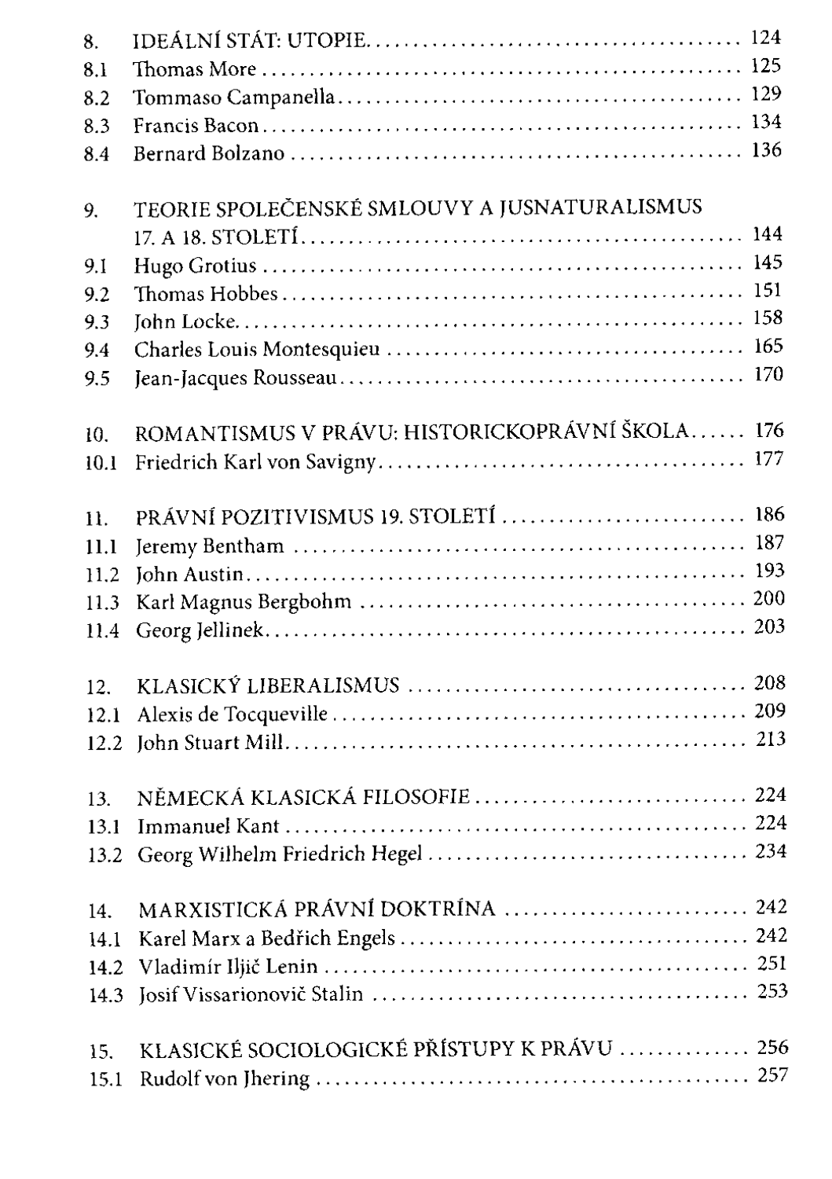8. IDEÁLNÍ STÁT: UTOPIE ........................................ 124
8.1 Thomas More ........................................ 125
8.2 Tommaso Campanella ........................................ 129
8.3 Francis Bacon ........................................ 134
8.4 Bernard Bolzano ........................................ 136

9. TEORIE SPOLEČENSKÉ SMLOUVY A JUSNATURALISMUS 17. A 18. STOLETÍ ........................................ 144
9.1 Hugo Grotius ........................................ 145
9.2 Thomas Hobbes ........................................ 151
9.3 John Locke ........................................ 158
9.4 Charles Louis Montesquieu ........................................ 165
9.5 Jean-Jacques Rousseau ........................................ 170

10. ROMANTISMUS V PRÁVU: HISTORICKOPRÁVNÍ ŠKOLA ...... 176
10.1 Friedrich Karl von Savigny ........................................ 177

11. PRÁVNÍ POZITIVISMUS 19. STOLETÍ ........................................ 186
11.1 Jeremy Bentham ........................................ 187
11.2 John Austin ........................................ 193
11.3 Karl Magnus Bergbohm ........................................ 200
11.4 Georg Jellinek ........................................ 203

12. KLASICKÝ LIBERALISMUS ........................................ 208
12.1 Alexis de Tocqueville ........................................ 209
12.2 John Stuart Mill ........................................ 213

13. NĚMECKÁ KLASICKÁ FILOSOFIE ........................................ 224
13.1 Immanuel Kant ........................................ 224
13.2 Georg Wilhelm Friedrich Hegel ........................................ 234

14. MARXISTICKÁ PRÁVNÍ DOKTRÍNA ........................................ 242
14.1 Karel Marx a Bedřich Engels ........................................ 242
14.2 Vladimír Iljič Lenin ........................................ 251
14.3 Josif Vissarionovič Stalin ........................................ 253

15. KLASICKÉ SOCIOLOGICKÉ PŘÍSTUPY K PRÁVU ........................................ 256
15.1 Rudolf von Jhering ........................................ 257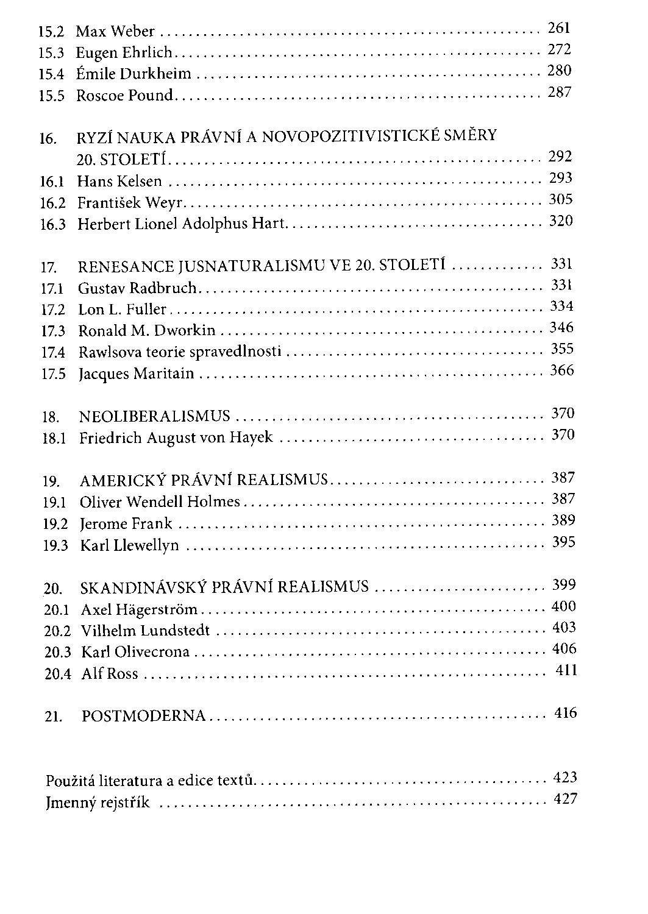15.2 Max Weber ........................................ 261
15.3 Eugen Ehrlich ........................................ 272
15.4 Émile Durkheim ........................................ 280
15.5 Roscoe Pound ........................................ 287

16. RYZÍ NAUKA PRÁVNÍ A NOVOPOZITIVISTICKÉ SMĚRY 20. STOLETÍ ........................................ 292
16.1 Hans Kelsen ........................................ 293
16.2 František Weyr ........................................ 305
16.3 Herbert Lionel Adolphus Hart ........................................ 320

17. RENESANCE JUSNATURALISMU VE 20. STOLETÍ ........................................ 331
17.1 Gustav Radbruch ........................................ 331
17.2 Lon L. Fuller ........................................ 334
17.3 Ronald M. Dworkin ........................................ 346
17.4 Rawlsova teorie spravedlnosti ........................................ 355
17.5 Jacques Maritain ........................................ 366

18. NEOLIBERALISMUS ........................................ 370
18.1 Friedrich August von Hayek ........................................ 370

19. AMERICKÝ PRÁVNÍ REALISMUS ........................................ 387
19.1 Oliver Wendell Holmes ........................................ 387
19.2 Jerome Frank ........................................ 389
19.3 Karl Llewellyn ........................................ 395

20. SKANDINÁVSKÝ PRÁVNÍ REALISMUS ........................................ 399
20.1 Axel Hägerström ........................................ 400
20.2 Vilhelm Lundstedt ........................................ 403
20.3 Karl Olivecrona ........................................ 406
20.4 Alf Ross ........................................ 411

21. POSTMODERNA ........................................ 416

Použitá literatura a edice textů ........................................ 423
Jmenný rejstřík ........................................ 427